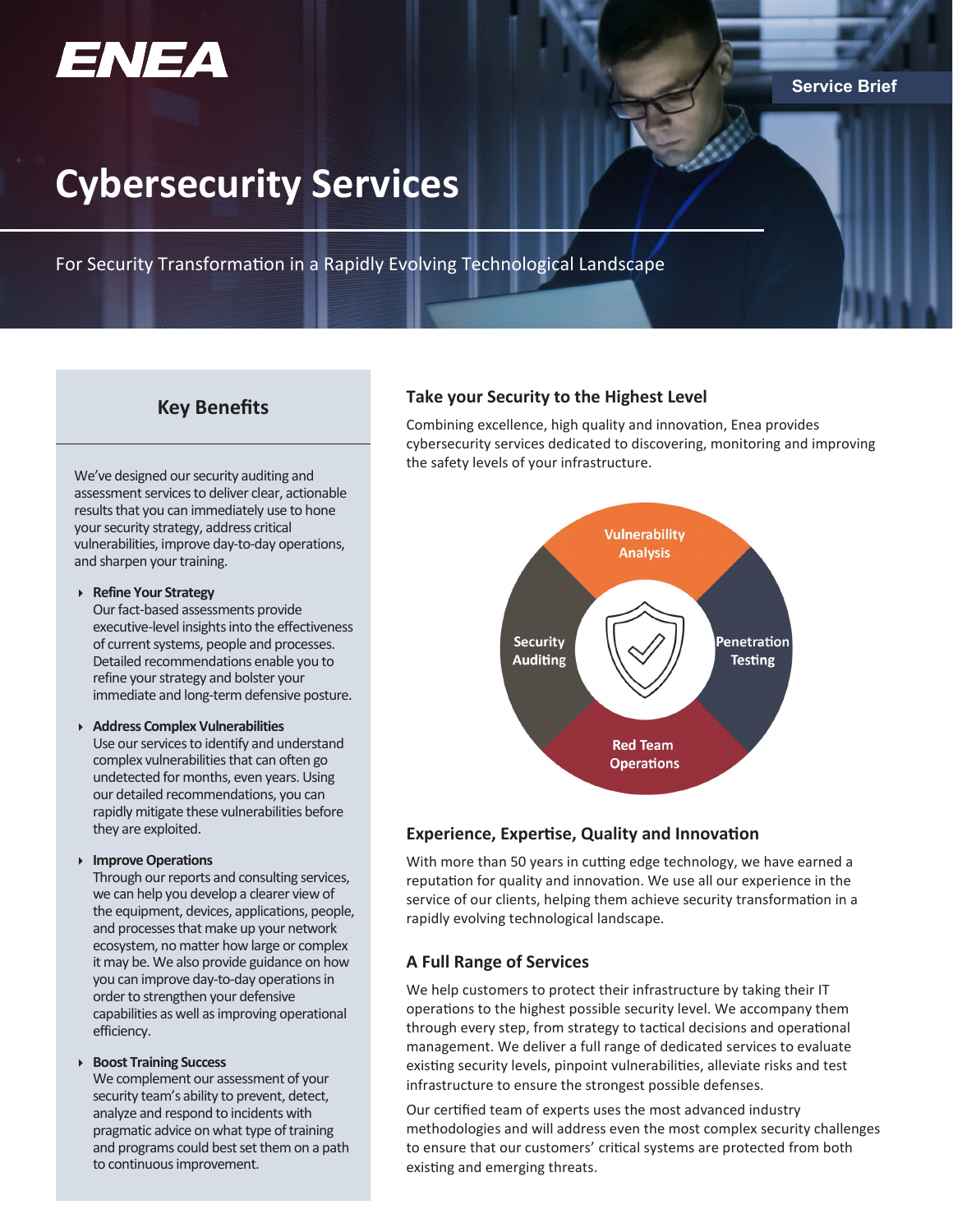ENEA

Service Brief

# Cybersecurity Services

For Security Transformation in a Rapidly Evolving Technological Landscape

## Key Benefits

We've designed our security auditing and assessment services to deliver clear, actionable results that you can immediately use to hone your security strategy, address critical vulnerabilities, improve day-to-day operations, and sharpen your training.

- **Refine Your Strategy**
  Our fact-based assessments provide executive-level insights into the effectiveness of current systems, people and processes. Detailed recommendations enable you to refine your strategy and bolster your immediate and long-term defensive posture.

- **Address Complex Vulnerabilities**
  Use our services to identify and understand complex vulnerabilities that can often go undetected for months, even years. Using our detailed recommendations, you can rapidly mitigate these vulnerabilities before they are exploited.

- **Improve Operations**
  Through our reports and consulting services, we can help you develop a clearer view of the equipment, devices, applications, people, and processes that make up your network ecosystem, no matter how large or complex it may be. We also provide guidance on how you can improve day-to-day operations in order to strengthen your defensive capabilities as well as improving operational efficiency.

- **Boost Training Success**
  We complement our assessment of your security team's ability to prevent, detect, analyze and respond to incidents with pragmatic advice on what type of training and programs could best set them on a path to continuous improvement.

## Take your Security to the Highest Level

Combining excellence, high quality and innovation, Enea provides cybersecurity services dedicated to discovering, monitoring and improving the safety levels of your infrastructure.

Vulnerability Analysis

Security Auditing

Penetration Testing

Red Team Operations

## Experience, Expertise, Quality and Innovation

With more than 50 years in cutting edge technology, we have earned a reputation for quality and innovation. We use all our experience in the service of our clients, helping them achieve security transformation in a rapidly evolving technological landscape.

## A Full Range of Services

We help customers to protect their infrastructure by taking their IT operations to the highest possible security level. We accompany them through every step, from strategy to tactical decisions and operational management. We deliver a full range of dedicated services to evaluate existing security levels, pinpoint vulnerabilities, alleviate risks and test infrastructure to ensure the strongest possible defenses.

Our certified team of experts uses the most advanced industry methodologies and will address even the most complex security challenges to ensure that our customers' critical systems are protected from both existing and emerging threats.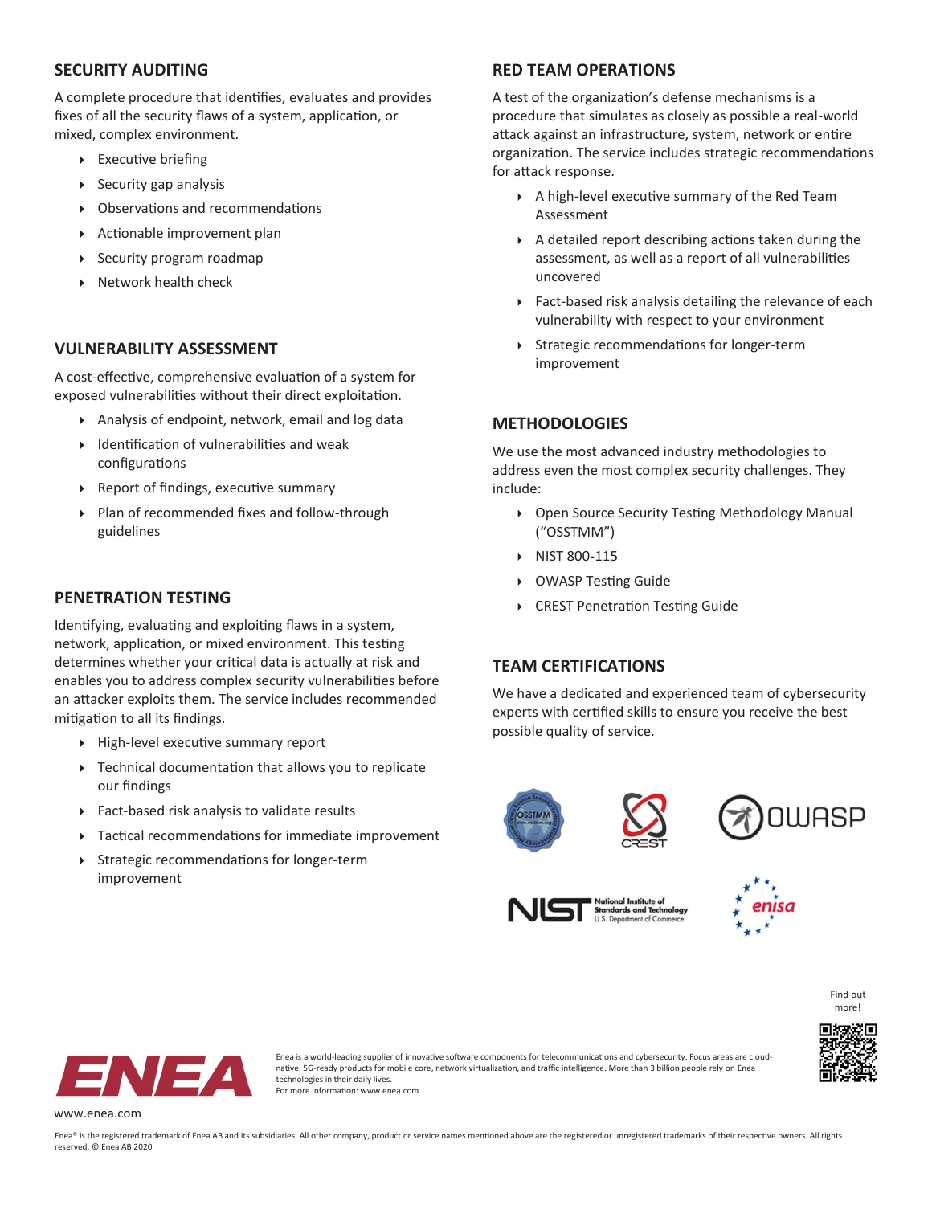## SECURITY AUDITING

A complete procedure that identifies, evaluates and provides fixes of all the security flaws of a system, application, or mixed, complex environment.

- Executive briefing
- Security gap analysis
- Observations and recommendations
- Actionable improvement plan
- Security program roadmap
- Network health check

## VULNERABILITY ASSESSMENT

A cost-effective, comprehensive evaluation of a system for exposed vulnerabilities without their direct exploitation.

- Analysis of endpoint, network, email and log data
- Identification of vulnerabilities and weak configurations
- Report of findings, executive summary
- Plan of recommended fixes and follow-through guidelines

## PENETRATION TESTING

Identifying, evaluating and exploiting flaws in a system, network, application, or mixed environment. This testing determines whether your critical data is actually at risk and enables you to address complex security vulnerabilities before an attacker exploits them. The service includes recommended mitigation to all its findings.

- High-level executive summary report
- Technical documentation that allows you to replicate our findings
- Fact-based risk analysis to validate results
- Tactical recommendations for immediate improvement
- Strategic recommendations for longer-term improvement

## RED TEAM OPERATIONS

A test of the organization's defense mechanisms is a procedure that simulates as closely as possible a real-world attack against an infrastructure, system, network or entire organization. The service includes strategic recommendations for attack response.

- A high-level executive summary of the Red Team Assessment
- A detailed report describing actions taken during the assessment, as well as a report of all vulnerabilities uncovered
- Fact-based risk analysis detailing the relevance of each vulnerability with respect to your environment
- Strategic recommendations for longer-term improvement

## METHODOLOGIES

We use the most advanced industry methodologies to address even the most complex security challenges. They include:

- Open Source Security Testing Methodology Manual ("OSSTMM")
- NIST 800-115
- OWASP Testing Guide
- CREST Penetration Testing Guide

## TEAM CERTIFICATIONS

We have a dedicated and experienced team of cybersecurity experts with certified skills to ensure you receive the best possible quality of service.

Find out more!

Enea is a world-leading supplier of innovative software components for telecommunications and cybersecurity. Focus areas are cloud-native, 5G-ready products for mobile core, network virtualization, and traffic intelligence. More than 3 billion people rely on Enea technologies in their daily lives.
For more information: www.enea.com

www.enea.com

Enea® is the registered trademark of Enea AB and its subsidiaries. All other company, product or service names mentioned above are the registered or unregistered trademarks of their respective owners. All rights reserved. © Enea AB 2020